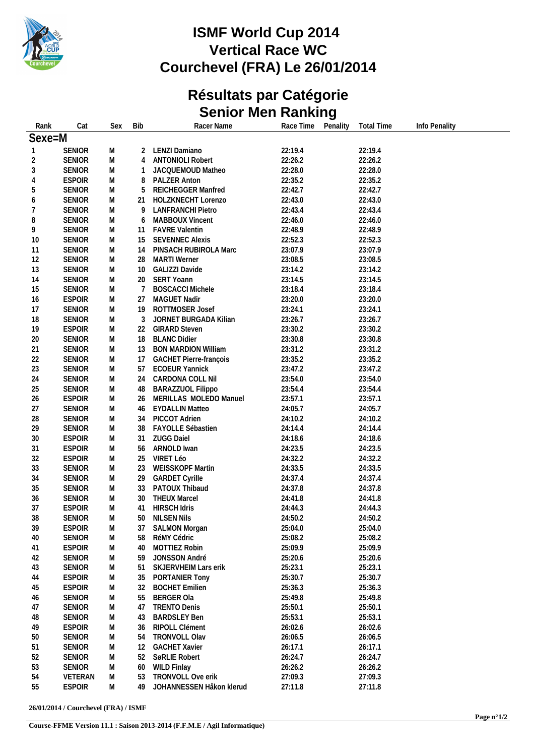# ISMF World Cup 2014
# Vertical Race WC
# Courchevel (FRA) Le 26/01/2014

## Résultats par Catégorie
## Senior Men Ranking

| Rank | Cat | Sex | Bib | Racer Name | Race Time | Penality | Total Time | Info Penality |
|---|---|---|---|---|---|---|---|---|
| **Sexe=M** | | | | | | | | |
| 1 | SENIOR | M | 2 | LENZI Damiano | 22:19.4 | | 22:19.4 | |
| 2 | SENIOR | M | 4 | ANTONIOLI Robert | 22:26.2 | | 22:26.2 | |
| 3 | SENIOR | M | 1 | JACQUEMOUD Matheo | 22:28.0 | | 22:28.0 | |
| 4 | ESPOIR | M | 8 | PALZER Anton | 22:35.2 | | 22:35.2 | |
| 5 | SENIOR | M | 5 | REICHEGGER Manfred | 22:42.7 | | 22:42.7 | |
| 6 | SENIOR | M | 21 | HOLZKNECHT Lorenzo | 22:43.0 | | 22:43.0 | |
| 7 | SENIOR | M | 9 | LANFRANCHI Pietro | 22:43.4 | | 22:43.4 | |
| 8 | SENIOR | M | 6 | MABBOUX Vincent | 22:46.0 | | 22:46.0 | |
| 9 | SENIOR | M | 11 | FAVRE Valentin | 22:48.9 | | 22:48.9 | |
| 10 | SENIOR | M | 15 | SEVENNEC Alexis | 22:52.3 | | 22:52.3 | |
| 11 | SENIOR | M | 14 | PINSACH RUBIROLA Marc | 23:07.9 | | 23:07.9 | |
| 12 | SENIOR | M | 28 | MARTI Werner | 23:08.5 | | 23:08.5 | |
| 13 | SENIOR | M | 10 | GALIZZI Davide | 23:14.2 | | 23:14.2 | |
| 14 | SENIOR | M | 20 | SERT Yoann | 23:14.5 | | 23:14.5 | |
| 15 | SENIOR | M | 7 | BOSCACCI Michele | 23:18.4 | | 23:18.4 | |
| 16 | ESPOIR | M | 27 | MAGUET Nadir | 23:20.0 | | 23:20.0 | |
| 17 | SENIOR | M | 19 | ROTTMOSER Josef | 23:24.1 | | 23:24.1 | |
| 18 | SENIOR | M | 3 | JORNET BURGADA Kilian | 23:26.7 | | 23:26.7 | |
| 19 | ESPOIR | M | 22 | GIRARD Steven | 23:30.2 | | 23:30.2 | |
| 20 | SENIOR | M | 18 | BLANC Didier | 23:30.8 | | 23:30.8 | |
| 21 | SENIOR | M | 13 | BON MARDION William | 23:31.2 | | 23:31.2 | |
| 22 | SENIOR | M | 17 | GACHET Pierre-françois | 23:35.2 | | 23:35.2 | |
| 23 | SENIOR | M | 57 | ECOEUR Yannick | 23:47.2 | | 23:47.2 | |
| 24 | SENIOR | M | 24 | CARDONA COLL Nil | 23:54.0 | | 23:54.0 | |
| 25 | SENIOR | M | 48 | BARAZZUOL Filippo | 23:54.4 | | 23:54.4 | |
| 26 | ESPOIR | M | 26 | MERILLAS MOLEDO Manuel | 23:57.1 | | 23:57.1 | |
| 27 | SENIOR | M | 46 | EYDALLIN Matteo | 24:05.7 | | 24:05.7 | |
| 28 | SENIOR | M | 34 | PICCOT Adrien | 24:10.2 | | 24:10.2 | |
| 29 | SENIOR | M | 38 | FAYOLLE Sébastien | 24:14.4 | | 24:14.4 | |
| 30 | ESPOIR | M | 31 | ZUGG Daiel | 24:18.6 | | 24:18.6 | |
| 31 | ESPOIR | M | 56 | ARNOLD Iwan | 24:23.5 | | 24:23.5 | |
| 32 | ESPOIR | M | 25 | VIRET Léo | 24:32.2 | | 24:32.2 | |
| 33 | SENIOR | M | 23 | WEISSKOPF Martin | 24:33.5 | | 24:33.5 | |
| 34 | SENIOR | M | 29 | GARDET Cyrille | 24:37.4 | | 24:37.4 | |
| 35 | SENIOR | M | 33 | PATOUX Thibaud | 24:37.8 | | 24:37.8 | |
| 36 | SENIOR | M | 30 | THEUX Marcel | 24:41.8 | | 24:41.8 | |
| 37 | ESPOIR | M | 41 | HIRSCH Idris | 24:44.3 | | 24:44.3 | |
| 38 | SENIOR | M | 50 | NILSEN Nils | 24:50.2 | | 24:50.2 | |
| 39 | ESPOIR | M | 37 | SALMON Morgan | 25:04.0 | | 25:04.0 | |
| 40 | SENIOR | M | 58 | RéMY Cédric | 25:08.2 | | 25:08.2 | |
| 41 | ESPOIR | M | 40 | MOTTIEZ Robin | 25:09.9 | | 25:09.9 | |
| 42 | SENIOR | M | 59 | JONSSON André | 25:20.6 | | 25:20.6 | |
| 43 | SENIOR | M | 51 | SKJERVHEIM Lars erik | 25:23.1 | | 25:23.1 | |
| 44 | ESPOIR | M | 35 | PORTANIER Tony | 25:30.7 | | 25:30.7 | |
| 45 | ESPOIR | M | 32 | BOCHET Emilien | 25:36.3 | | 25:36.3 | |
| 46 | SENIOR | M | 55 | BERGER Ola | 25:49.8 | | 25:49.8 | |
| 47 | SENIOR | M | 47 | TRENTO Denis | 25:50.1 | | 25:50.1 | |
| 48 | SENIOR | M | 43 | BARDSLEY Ben | 25:53.1 | | 25:53.1 | |
| 49 | ESPOIR | M | 36 | RIPOLL Clément | 26:02.6 | | 26:02.6 | |
| 50 | SENIOR | M | 54 | TRONVOLL Olav | 26:06.5 | | 26:06.5 | |
| 51 | SENIOR | M | 12 | GACHET Xavier | 26:17.1 | | 26:17.1 | |
| 52 | SENIOR | M | 52 | SøRLIE Robert | 26:24.7 | | 26:24.7 | |
| 53 | SENIOR | M | 60 | WILD Finlay | 26:26.2 | | 26:26.2 | |
| 54 | VETERAN | M | 53 | TRONVOLL Ove erik | 27:09.3 | | 27:09.3 | |
| 55 | ESPOIR | M | 49 | JOHANNESSEN Håkon klerud | 27:11.8 | | 27:11.8 | |

26/01/2014 / Courchevel (FRA) / ISMF

Course-FFME Version 11.1 : Saison 2013-2014 (F.F.M.E / Agil Informatique)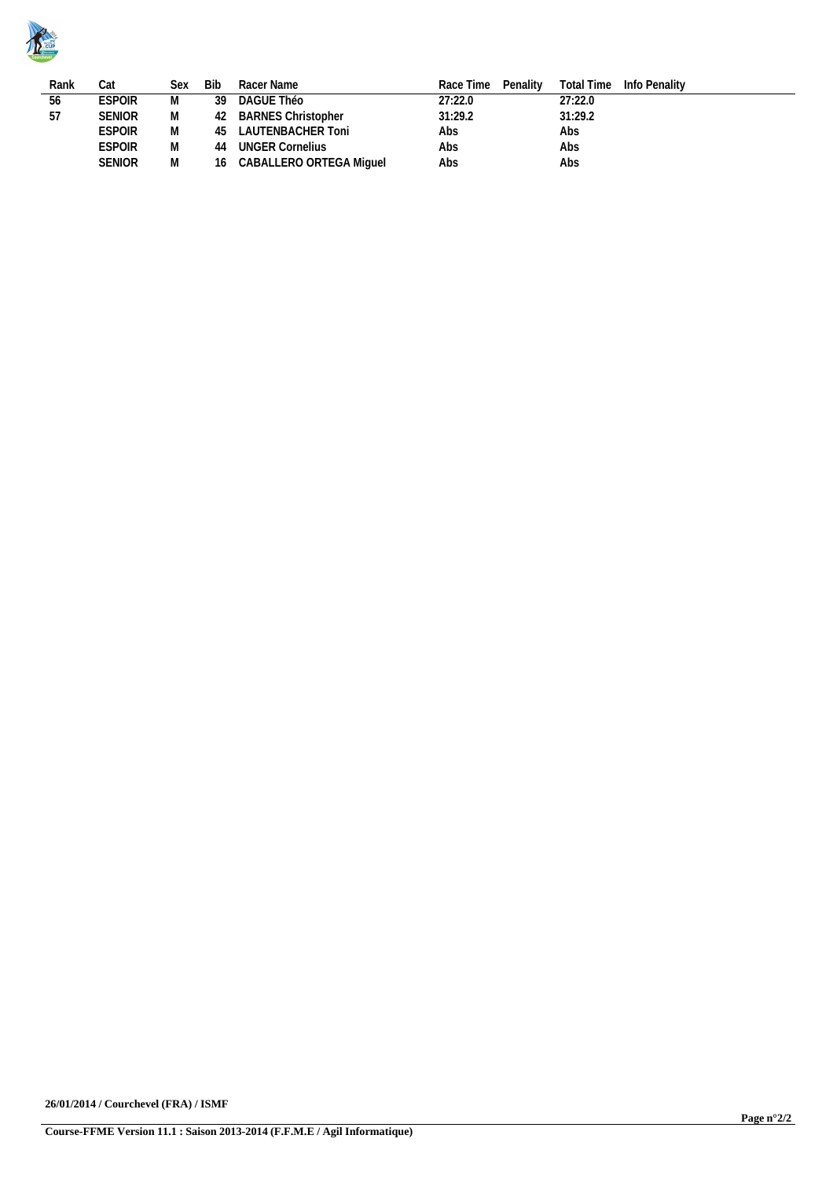| Rank | Cat | Sex | Bib | Racer Name | Race Time | Penality | Total Time | Info Penality |
|---|---|---|---|---|---|---|---|---|
| 56 | ESPOIR | M | 39 | DAGUE Théo | 27:22.0 | | 27:22.0 | |
| 57 | SENIOR | M | 42 | BARNES Christopher | 31:29.2 | | 31:29.2 | |
| | ESPOIR | M | 45 | LAUTENBACHER Toni | Abs | | Abs | |
| | ESPOIR | M | 44 | UNGER Cornelius | Abs | | Abs | |
| | SENIOR | M | 16 | CABALLERO ORTEGA Miguel | Abs | | Abs | |

**26/01/2014 / Courchevel (FRA) / ISMF**

**Course-FFME Version 11.1 : Saison 2013-2014 (F.F.M.E / Agil Informatique)**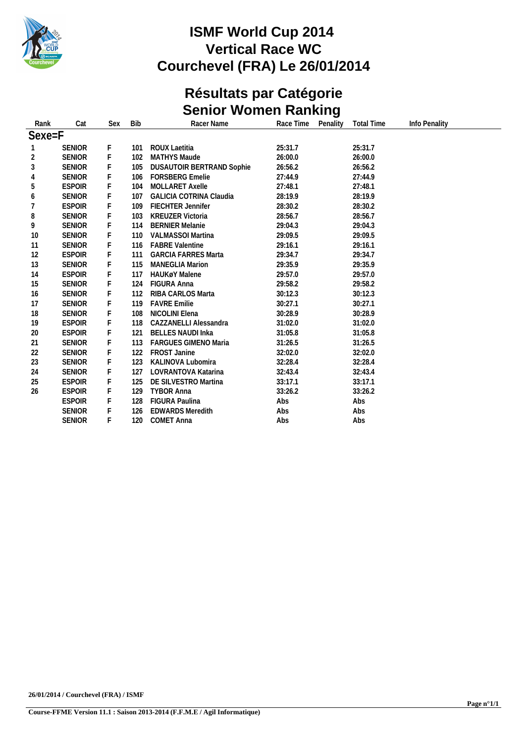# ISMF World Cup 2014
# Vertical Race WC
# Courchevel (FRA) Le 26/01/2014

## Résultats par Catégorie
## Senior Women Ranking

| Rank | Cat | Sex | Bib | Racer Name | Race Time | Penality | Total Time | Info Penality |
|---|---|---|---|---|---|---|---|---|
| **Sexe=F** | | | | | | | | |
| 1 | SENIOR | F | 101 | ROUX Laetitia | 25:31.7 | | 25:31.7 | |
| 2 | SENIOR | F | 102 | MATHYS Maude | 26:00.0 | | 26:00.0 | |
| 3 | SENIOR | F | 105 | DUSAUTOIR BERTRAND Sophie | 26:56.2 | | 26:56.2 | |
| 4 | SENIOR | F | 106 | FORSBERG Emelie | 27:44.9 | | 27:44.9 | |
| 5 | ESPOIR | F | 104 | MOLLARET Axelle | 27:48.1 | | 27:48.1 | |
| 6 | SENIOR | F | 107 | GALICIA COTRINA Claudia | 28:19.9 | | 28:19.9 | |
| 7 | ESPOIR | F | 109 | FIECHTER Jennifer | 28:30.2 | | 28:30.2 | |
| 8 | SENIOR | F | 103 | KREUZER Victoria | 28:56.7 | | 28:56.7 | |
| 9 | SENIOR | F | 114 | BERNIER Melanie | 29:04.3 | | 29:04.3 | |
| 10 | SENIOR | F | 110 | VALMASSOI Martina | 29:09.5 | | 29:09.5 | |
| 11 | SENIOR | F | 116 | FABRE Valentine | 29:16.1 | | 29:16.1 | |
| 12 | ESPOIR | F | 111 | GARCIA FARRES Marta | 29:34.7 | | 29:34.7 | |
| 13 | SENIOR | F | 115 | MANEGLIA Marion | 29:35.9 | | 29:35.9 | |
| 14 | ESPOIR | F | 117 | HAUKøY Malene | 29:57.0 | | 29:57.0 | |
| 15 | SENIOR | F | 124 | FIGURA Anna | 29:58.2 | | 29:58.2 | |
| 16 | SENIOR | F | 112 | RIBA CARLOS Marta | 30:12.3 | | 30:12.3 | |
| 17 | SENIOR | F | 119 | FAVRE Emilie | 30:27.1 | | 30:27.1 | |
| 18 | SENIOR | F | 108 | NICOLINI Elena | 30:28.9 | | 30:28.9 | |
| 19 | ESPOIR | F | 118 | CAZZANELLI Alessandra | 31:02.0 | | 31:02.0 | |
| 20 | ESPOIR | F | 121 | BELLES NAUDI Inka | 31:05.8 | | 31:05.8 | |
| 21 | SENIOR | F | 113 | FARGUES GIMENO Maria | 31:26.5 | | 31:26.5 | |
| 22 | SENIOR | F | 122 | FROST Janine | 32:02.0 | | 32:02.0 | |
| 23 | SENIOR | F | 123 | KALINOVA Lubomira | 32:28.4 | | 32:28.4 | |
| 24 | SENIOR | F | 127 | LOVRANTOVA Katarina | 32:43.4 | | 32:43.4 | |
| 25 | ESPOIR | F | 125 | DE SILVESTRO Martina | 33:17.1 | | 33:17.1 | |
| 26 | ESPOIR | F | 129 | TYBOR Anna | 33:26.2 | | 33:26.2 | |
| | ESPOIR | F | 128 | FIGURA Paulina | Abs | | Abs | |
| | SENIOR | F | 126 | EDWARDS Meredith | Abs | | Abs | |
| | SENIOR | F | 120 | COMET Anna | Abs | | Abs | |

26/01/2014 / Courchevel (FRA) / ISMF

Course-FFME Version 11.1 : Saison 2013-2014 (F.F.M.E / Agil Informatique)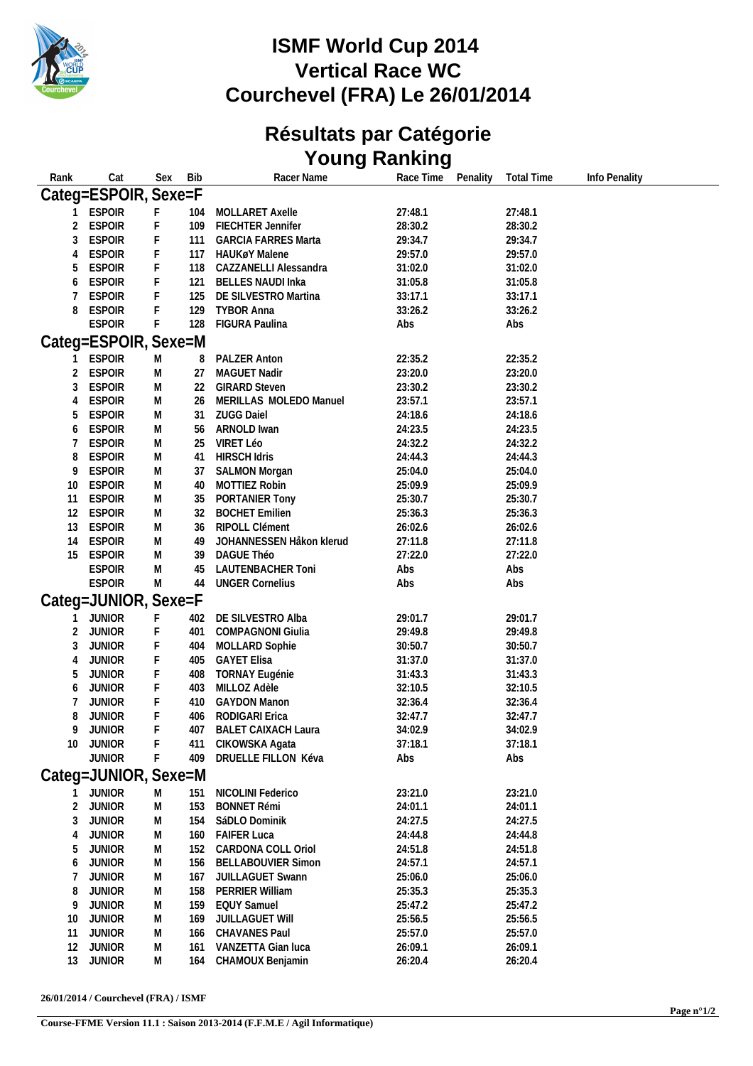# ISMF World Cup 2014
# Vertical Race WC
# Courchevel (FRA) Le 26/01/2014

## Résultats par Catégorie
## Young Ranking

| Rank | Cat | Sex | Bib | Racer Name | Race Time | Penality | Total Time | Info Penality |
|---|---|---|---|---|---|---|---|---|
| **Categ=ESPOIR, Sexe=F** | | | | | | | | |
| 1 | ESPOIR | F | 104 | MOLLARET Axelle | 27:48.1 | | 27:48.1 | |
| 2 | ESPOIR | F | 109 | FIECHTER Jennifer | 28:30.2 | | 28:30.2 | |
| 3 | ESPOIR | F | 111 | GARCIA FARRES Marta | 29:34.7 | | 29:34.7 | |
| 4 | ESPOIR | F | 117 | HAUKøY Malene | 29:57.0 | | 29:57.0 | |
| 5 | ESPOIR | F | 118 | CAZZANELLI Alessandra | 31:02.0 | | 31:02.0 | |
| 6 | ESPOIR | F | 121 | BELLES NAUDI Inka | 31:05.8 | | 31:05.8 | |
| 7 | ESPOIR | F | 125 | DE SILVESTRO Martina | 33:17.1 | | 33:17.1 | |
| 8 | ESPOIR | F | 129 | TYBOR Anna | 33:26.2 | | 33:26.2 | |
| | ESPOIR | F | 128 | FIGURA Paulina | Abs | | Abs | |
| **Categ=ESPOIR, Sexe=M** | | | | | | | | |
| 1 | ESPOIR | M | 8 | PALZER Anton | 22:35.2 | | 22:35.2 | |
| 2 | ESPOIR | M | 27 | MAGUET Nadir | 23:20.0 | | 23:20.0 | |
| 3 | ESPOIR | M | 22 | GIRARD Steven | 23:30.2 | | 23:30.2 | |
| 4 | ESPOIR | M | 26 | MERILLAS MOLEDO Manuel | 23:57.1 | | 23:57.1 | |
| 5 | ESPOIR | M | 31 | ZUGG Daiel | 24:18.6 | | 24:18.6 | |
| 6 | ESPOIR | M | 56 | ARNOLD Iwan | 24:23.5 | | 24:23.5 | |
| 7 | ESPOIR | M | 25 | VIRET Léo | 24:32.2 | | 24:32.2 | |
| 8 | ESPOIR | M | 41 | HIRSCH Idris | 24:44.3 | | 24:44.3 | |
| 9 | ESPOIR | M | 37 | SALMON Morgan | 25:04.0 | | 25:04.0 | |
| 10 | ESPOIR | M | 40 | MOTTIEZ Robin | 25:09.9 | | 25:09.9 | |
| 11 | ESPOIR | M | 35 | PORTANIER Tony | 25:30.7 | | 25:30.7 | |
| 12 | ESPOIR | M | 32 | BOCHET Emilien | 25:36.3 | | 25:36.3 | |
| 13 | ESPOIR | M | 36 | RIPOLL Clément | 26:02.6 | | 26:02.6 | |
| 14 | ESPOIR | M | 49 | JOHANNESSEN Håkon klerud | 27:11.8 | | 27:11.8 | |
| 15 | ESPOIR | M | 39 | DAGUE Théo | 27:22.0 | | 27:22.0 | |
| | ESPOIR | M | 45 | LAUTENBACHER Toni | Abs | | Abs | |
| | ESPOIR | M | 44 | UNGER Cornelius | Abs | | Abs | |
| **Categ=JUNIOR, Sexe=F** | | | | | | | | |
| 1 | JUNIOR | F | 402 | DE SILVESTRO Alba | 29:01.7 | | 29:01.7 | |
| 2 | JUNIOR | F | 401 | COMPAGNONI Giulia | 29:49.8 | | 29:49.8 | |
| 3 | JUNIOR | F | 404 | MOLLARD Sophie | 30:50.7 | | 30:50.7 | |
| 4 | JUNIOR | F | 405 | GAYET Elisa | 31:37.0 | | 31:37.0 | |
| 5 | JUNIOR | F | 408 | TORNAY Eugénie | 31:43.3 | | 31:43.3 | |
| 6 | JUNIOR | F | 403 | MILLOZ Adèle | 32:10.5 | | 32:10.5 | |
| 7 | JUNIOR | F | 410 | GAYDON Manon | 32:36.4 | | 32:36.4 | |
| 8 | JUNIOR | F | 406 | RODIGARI Erica | 32:47.7 | | 32:47.7 | |
| 9 | JUNIOR | F | 407 | BALET CAIXACH Laura | 34:02.9 | | 34:02.9 | |
| 10 | JUNIOR | F | 411 | CIKOWSKA Agata | 37:18.1 | | 37:18.1 | |
| | JUNIOR | F | 409 | DRUELLE FILLON Kéva | Abs | | Abs | |
| **Categ=JUNIOR, Sexe=M** | | | | | | | | |
| 1 | JUNIOR | M | 151 | NICOLINI Federico | 23:21.0 | | 23:21.0 | |
| 2 | JUNIOR | M | 153 | BONNET Rémi | 24:01.1 | | 24:01.1 | |
| 3 | JUNIOR | M | 154 | SáDLO Dominik | 24:27.5 | | 24:27.5 | |
| 4 | JUNIOR | M | 160 | FAIFER Luca | 24:44.8 | | 24:44.8 | |
| 5 | JUNIOR | M | 152 | CARDONA COLL Oriol | 24:51.8 | | 24:51.8 | |
| 6 | JUNIOR | M | 156 | BELLABOUVIER Simon | 24:57.1 | | 24:57.1 | |
| 7 | JUNIOR | M | 167 | JUILLAGUET Swann | 25:06.0 | | 25:06.0 | |
| 8 | JUNIOR | M | 158 | PERRIER William | 25:35.3 | | 25:35.3 | |
| 9 | JUNIOR | M | 159 | EQUY Samuel | 25:47.2 | | 25:47.2 | |
| 10 | JUNIOR | M | 169 | JUILLAGUET Will | 25:56.5 | | 25:56.5 | |
| 11 | JUNIOR | M | 166 | CHAVANES Paul | 25:57.0 | | 25:57.0 | |
| 12 | JUNIOR | M | 161 | VANZETTA Gian luca | 26:09.1 | | 26:09.1 | |
| 13 | JUNIOR | M | 164 | CHAMOUX Benjamin | 26:20.4 | | 26:20.4 | |

26/01/2014 / Courchevel (FRA) / ISMF

Course-FFME Version 11.1 : Saison 2013-2014 (F.F.M.E / Agil Informatique)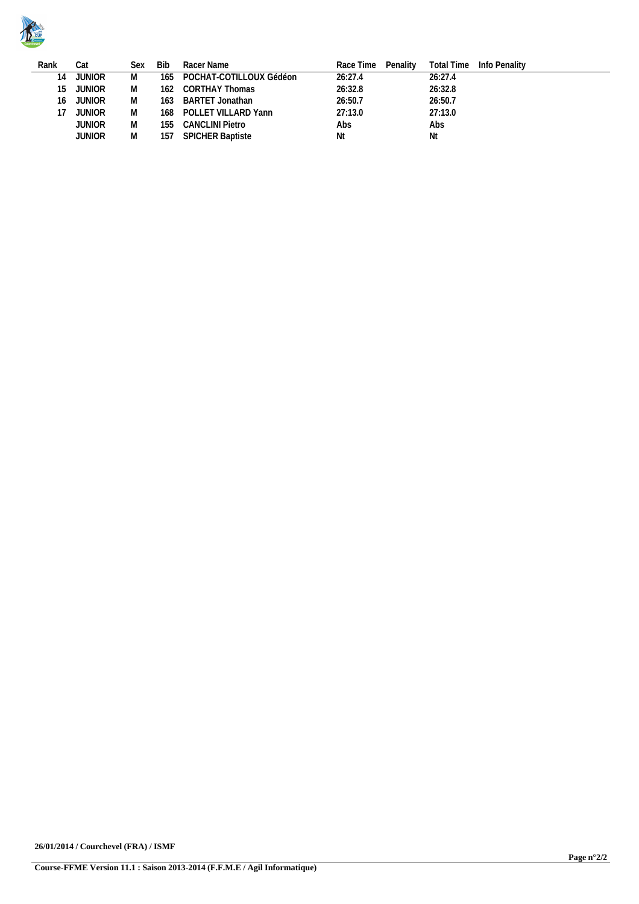| Rank | Cat | Sex | Bib | Racer Name | Race Time | Penality | Total Time | Info Penality |
|---|---|---|---|---|---|---|---|---|
| 14 | JUNIOR | M | 165 | POCHAT-COTILLOUX Gédéon | 26:27.4 | | 26:27.4 | |
| 15 | JUNIOR | M | 162 | CORTHAY Thomas | 26:32.8 | | 26:32.8 | |
| 16 | JUNIOR | M | 163 | BARTET Jonathan | 26:50.7 | | 26:50.7 | |
| 17 | JUNIOR | M | 168 | POLLET VILLARD Yann | 27:13.0 | | 27:13.0 | |
| | JUNIOR | M | 155 | CANCLINI Pietro | Abs | | Abs | |
| | JUNIOR | M | 157 | SPICHER Baptiste | Nt | | Nt | |

**26/01/2014 / Courchevel (FRA) / ISMF**

**Course-FFME Version 11.1 : Saison 2013-2014 (F.F.M.E / Agil Informatique)**